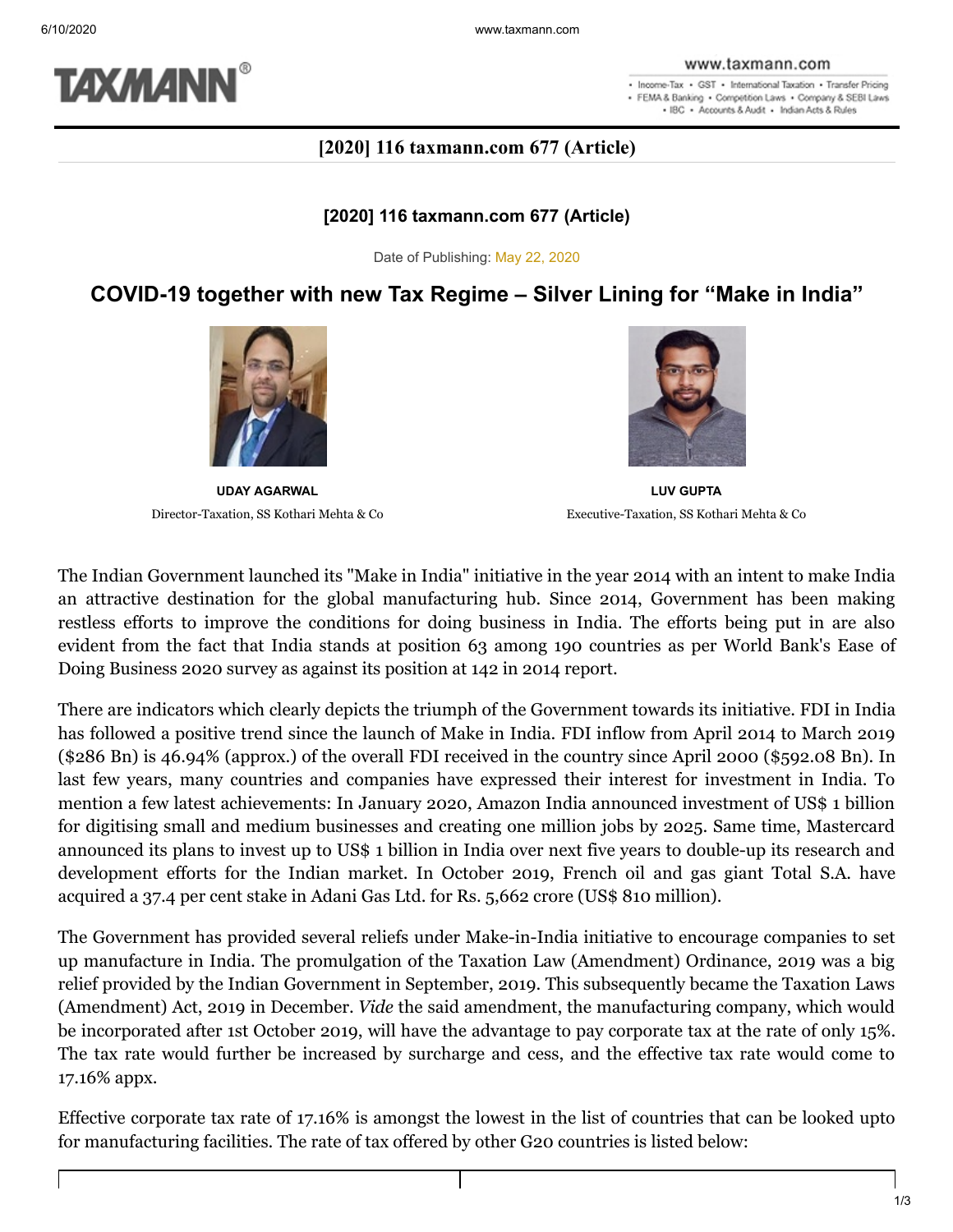# [2020] 116 taxmann.com 677 (Article)

Date of Publishing: May 22, 2020

## COVID-19 together with new Tax Regime – Silver Lining for "Make in India"

**UDAY AGARWAL**
Director-Taxation, SS Kothari Mehta & Co

**LUV GUPTA**
Executive-Taxation, SS Kothari Mehta & Co

The Indian Government launched its "Make in India" initiative in the year 2014 with an intent to make India an attractive destination for the global manufacturing hub. Since 2014, Government has been making restless efforts to improve the conditions for doing business in India. The efforts being put in are also evident from the fact that India stands at position 63 among 190 countries as per World Bank's Ease of Doing Business 2020 survey as against its position at 142 in 2014 report.

There are indicators which clearly depicts the triumph of the Government towards its initiative. FDI in India has followed a positive trend since the launch of Make in India. FDI inflow from April 2014 to March 2019 ($286 Bn) is 46.94% (approx.) of the overall FDI received in the country since April 2000 ($592.08 Bn). In last few years, many countries and companies have expressed their interest for investment in India. To mention a few latest achievements: In January 2020, Amazon India announced investment of US$ 1 billion for digitising small and medium businesses and creating one million jobs by 2025. Same time, Mastercard announced its plans to invest up to US$ 1 billion in India over next five years to double-up its research and development efforts for the Indian market. In October 2019, French oil and gas giant Total S.A. have acquired a 37.4 per cent stake in Adani Gas Ltd. for Rs. 5,662 crore (US$ 810 million).

The Government has provided several reliefs under Make-in-India initiative to encourage companies to set up manufacture in India. The promulgation of the Taxation Law (Amendment) Ordinance, 2019 was a big relief provided by the Indian Government in September, 2019. This subsequently became the Taxation Laws (Amendment) Act, 2019 in December. *Vide* the said amendment, the manufacturing company, which would be incorporated after 1st October 2019, will have the advantage to pay corporate tax at the rate of only 15%. The tax rate would further be increased by surcharge and cess, and the effective tax rate would come to 17.16% appx.

Effective corporate tax rate of 17.16% is amongst the lowest in the list of countries that can be looked upto for manufacturing facilities. The rate of tax offered by other G20 countries is listed below: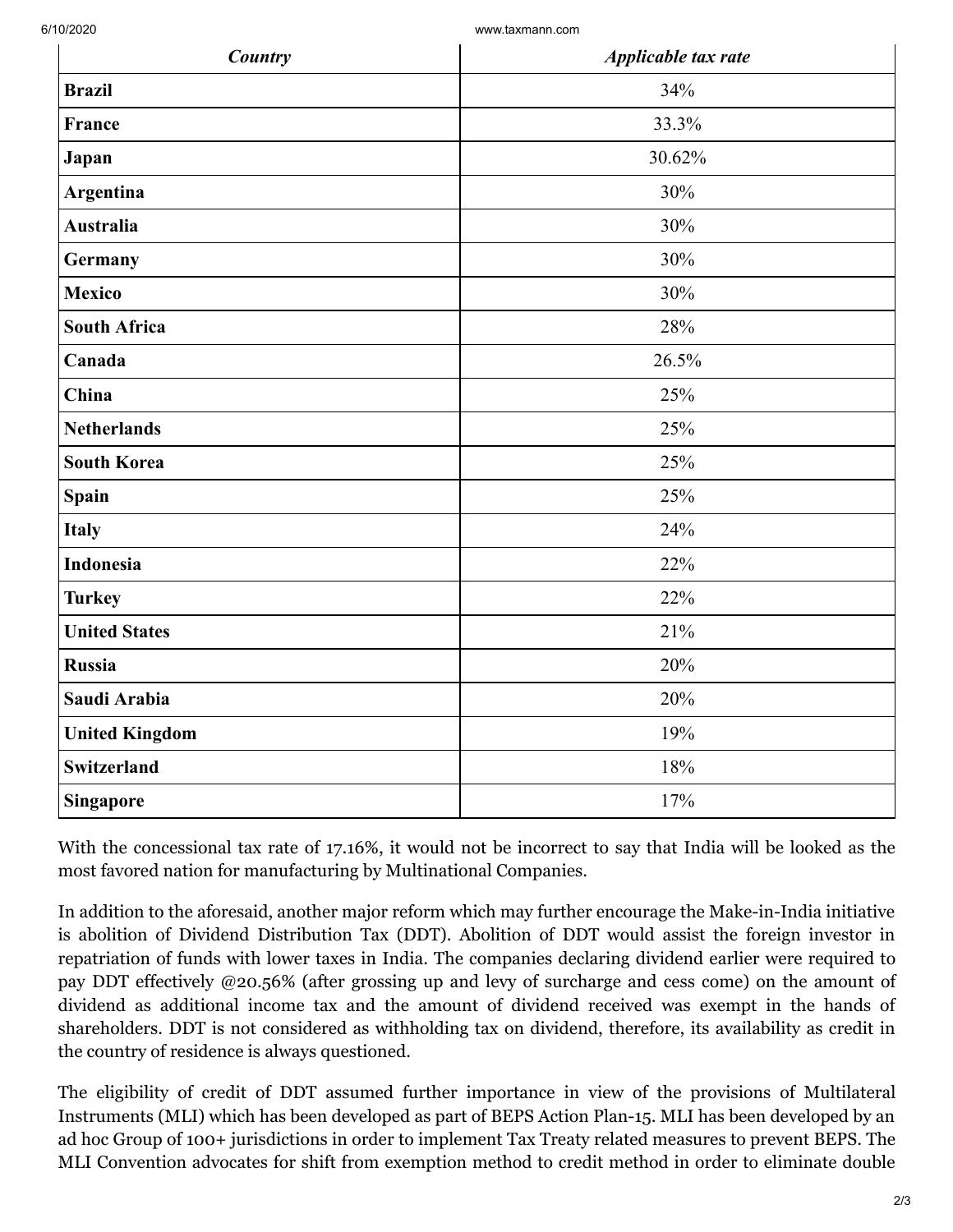| ***Country*** | ***Applicable tax rate*** |
| --- | --- |
| **Brazil** | 34% |
| **France** | 33.3% |
| **Japan** | 30.62% |
| **Argentina** | 30% |
| **Australia** | 30% |
| **Germany** | 30% |
| **Mexico** | 30% |
| **South Africa** | 28% |
| **Canada** | 26.5% |
| **China** | 25% |
| **Netherlands** | 25% |
| **South Korea** | 25% |
| **Spain** | 25% |
| **Italy** | 24% |
| **Indonesia** | 22% |
| **Turkey** | 22% |
| **United States** | 21% |
| **Russia** | 20% |
| **Saudi Arabia** | 20% |
| **United Kingdom** | 19% |
| **Switzerland** | 18% |
| **Singapore** | 17% |

With the concessional tax rate of 17.16%, it would not be incorrect to say that India will be looked as the most favored nation for manufacturing by Multinational Companies.

In addition to the aforesaid, another major reform which may further encourage the Make-in-India initiative is abolition of Dividend Distribution Tax (DDT). Abolition of DDT would assist the foreign investor in repatriation of funds with lower taxes in India. The companies declaring dividend earlier were required to pay DDT effectively @20.56% (after grossing up and levy of surcharge and cess come) on the amount of dividend as additional income tax and the amount of dividend received was exempt in the hands of shareholders. DDT is not considered as withholding tax on dividend, therefore, its availability as credit in the country of residence is always questioned.

The eligibility of credit of DDT assumed further importance in view of the provisions of Multilateral Instruments (MLI) which has been developed as part of BEPS Action Plan-15. MLI has been developed by an ad hoc Group of 100+ jurisdictions in order to implement Tax Treaty related measures to prevent BEPS. The MLI Convention advocates for shift from exemption method to credit method in order to eliminate double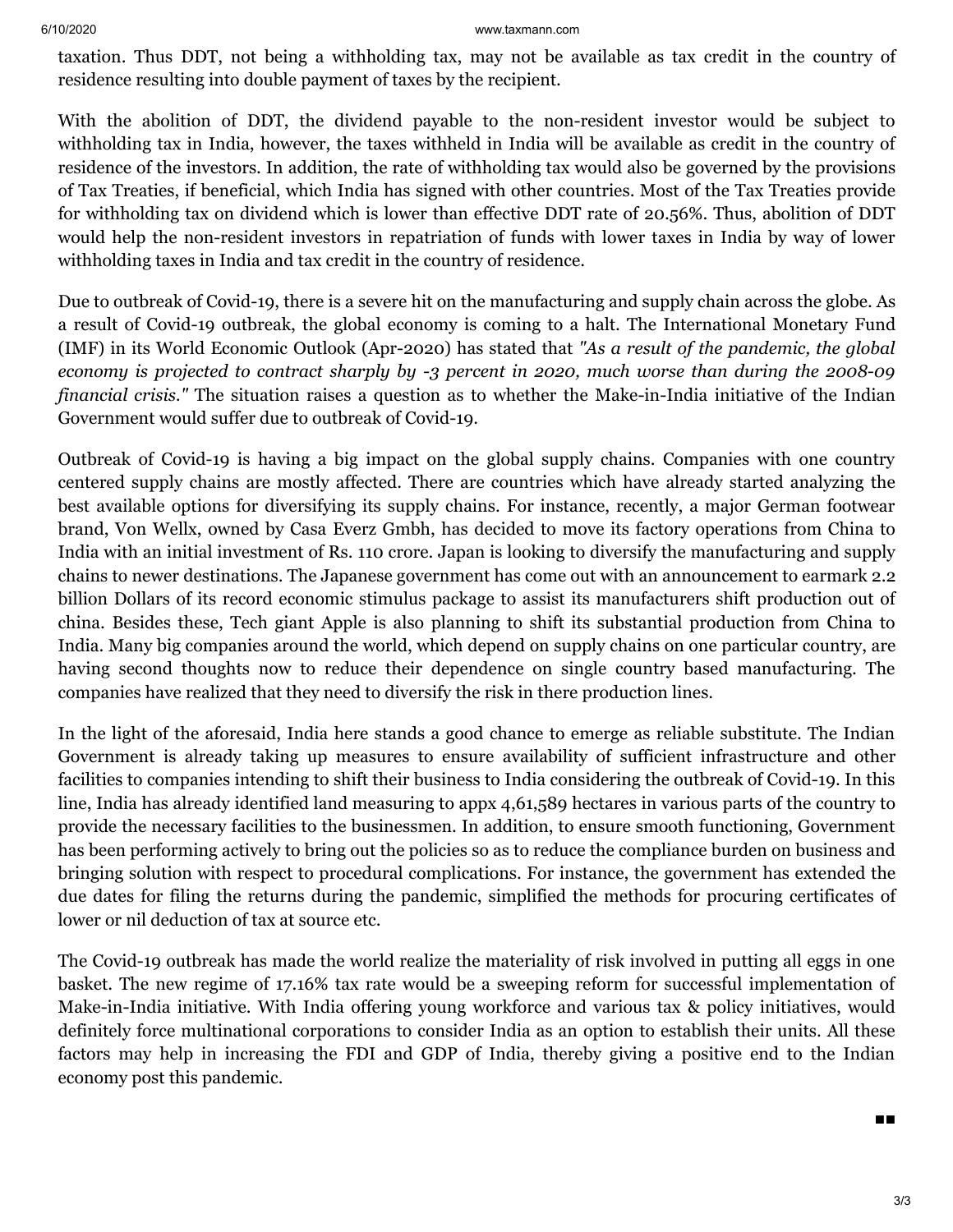taxation. Thus DDT, not being a withholding tax, may not be available as tax credit in the country of residence resulting into double payment of taxes by the recipient.

With the abolition of DDT, the dividend payable to the non-resident investor would be subject to withholding tax in India, however, the taxes withheld in India will be available as credit in the country of residence of the investors. In addition, the rate of withholding tax would also be governed by the provisions of Tax Treaties, if beneficial, which India has signed with other countries. Most of the Tax Treaties provide for withholding tax on dividend which is lower than effective DDT rate of 20.56%. Thus, abolition of DDT would help the non-resident investors in repatriation of funds with lower taxes in India by way of lower withholding taxes in India and tax credit in the country of residence.

Due to outbreak of Covid-19, there is a severe hit on the manufacturing and supply chain across the globe. As a result of Covid-19 outbreak, the global economy is coming to a halt. The International Monetary Fund (IMF) in its World Economic Outlook (Apr-2020) has stated that *"As a result of the pandemic, the global economy is projected to contract sharply by -3 percent in 2020, much worse than during the 2008-09 financial crisis."* The situation raises a question as to whether the Make-in-India initiative of the Indian Government would suffer due to outbreak of Covid-19.

Outbreak of Covid-19 is having a big impact on the global supply chains. Companies with one country centered supply chains are mostly affected. There are countries which have already started analyzing the best available options for diversifying its supply chains. For instance, recently, a major German footwear brand, Von Wellx, owned by Casa Everz Gmbh, has decided to move its factory operations from China to India with an initial investment of Rs. 110 crore. Japan is looking to diversify the manufacturing and supply chains to newer destinations. The Japanese government has come out with an announcement to earmark 2.2 billion Dollars of its record economic stimulus package to assist its manufacturers shift production out of china. Besides these, Tech giant Apple is also planning to shift its substantial production from China to India. Many big companies around the world, which depend on supply chains on one particular country, are having second thoughts now to reduce their dependence on single country based manufacturing. The companies have realized that they need to diversify the risk in there production lines.

In the light of the aforesaid, India here stands a good chance to emerge as reliable substitute. The Indian Government is already taking up measures to ensure availability of sufficient infrastructure and other facilities to companies intending to shift their business to India considering the outbreak of Covid-19. In this line, India has already identified land measuring to appx 4,61,589 hectares in various parts of the country to provide the necessary facilities to the businessmen. In addition, to ensure smooth functioning, Government has been performing actively to bring out the policies so as to reduce the compliance burden on business and bringing solution with respect to procedural complications. For instance, the government has extended the due dates for filing the returns during the pandemic, simplified the methods for procuring certificates of lower or nil deduction of tax at source etc.

The Covid-19 outbreak has made the world realize the materiality of risk involved in putting all eggs in one basket. The new regime of 17.16% tax rate would be a sweeping reform for successful implementation of Make-in-India initiative. With India offering young workforce and various tax & policy initiatives, would definitely force multinational corporations to consider India as an option to establish their units. All these factors may help in increasing the FDI and GDP of India, thereby giving a positive end to the Indian economy post this pandemic.

■■